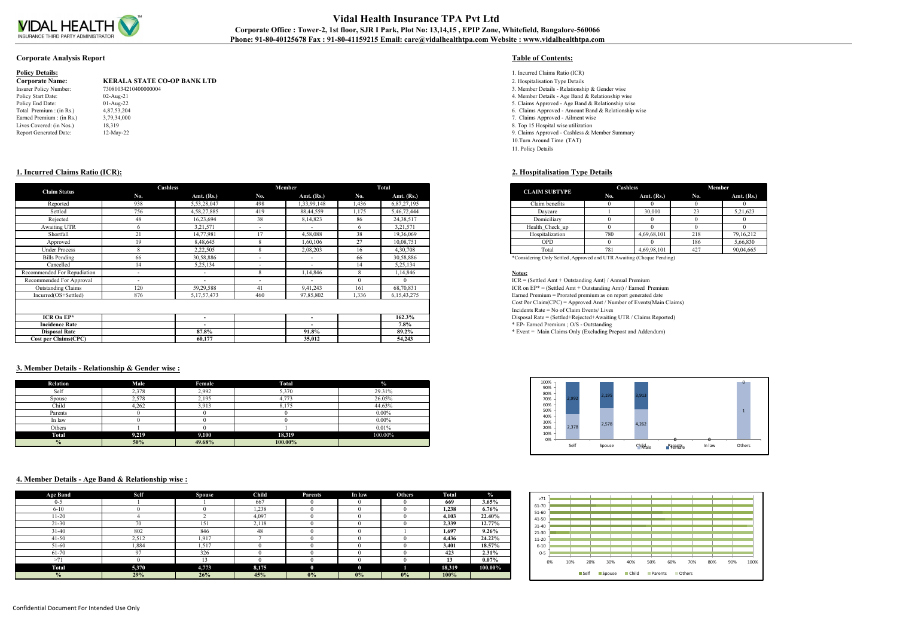# Vidal Health Insurance TPA Pvt Ltd

**Corporate Office : Tower-2, 1st floor, SJR I Park, Plot No: 13,14,15 , EPIP Zone, Whitefield, Bangalore-560066**
**Phone: 91-80-40125678 Fax : 91-80-41159215 Email: care@vidalhealthtpa.com Website : www.vidalhealthtpa.com**

## Corporate Analysis Report

**Policy Details:**

| | |
|---|---|
| **Corporate Name:** | **KERALA STATE CO-OP BANK LTD** |
| Insurer Policy Number: | 73080034210400000004 |
| Policy Start Date: | 02-Aug-21 |
| Policy End Date: | 01-Aug-22 |
| Total Premium : (in Rs.) | 4,87,53,204 |
| Earned Premium : (in Rs.) | 3,79,34,000 |
| Lives Covered: (in Nos.) | 18,319 |
| Report Generated Date: | 12-May-22 |

## Table of Contents:

1. Incurred Claims Ratio (ICR)
2. Hospitalisation Type Details
3. Member Details - Relationship & Gender wise
4. Member Details - Age Band & Relationship wise
5. Claims Approved - Age Band & Relationship wise
6. Claims Approved - Amount Band & Relationship wise
7. Claims Approved - Ailment wise
8. Top 15 Hospital wise utilization
9. Claims Approved - Cashless & Member Summary
10. Turn Around Time (TAT)
11. Policy Details

## 1. Incurred Claims Ratio (ICR):

| Claim Status | Cashless | | Member | | Total | |
|---|---|---|---|---|---|---|
| | No. | Amt. (Rs.) | No. | Amt. (Rs.) | No. | Amt. (Rs.) |
| Reported | 938 | 5,53,28,047 | 498 | 1,33,99,148 | 1,436 | 6,87,27,195 |
| Settled | 756 | 4,58,27,885 | 419 | 88,44,559 | 1,175 | 5,46,72,444 |
| Rejected | 48 | 16,23,694 | 38 | 8,14,823 | 86 | 24,38,517 |
| Awaiting UTR | 6 | 3,21,571 | - | - | 6 | 3,21,571 |
| Shortfall | 21 | 14,77,981 | 17 | 4,58,088 | 38 | 19,36,069 |
| Approved | 19 | 8,48,645 | 8 | 1,60,106 | 27 | 10,08,751 |
| Under Process | 8 | 2,22,505 | 8 | 2,08,203 | 16 | 4,30,708 |
| Bills Pending | 66 | 30,58,886 | - | - | 66 | 30,58,886 |
| Cancelled | 14 | 5,25,134 | - | - | 14 | 5,25,134 |
| Recommended For Repudiation | - | - | 8 | 1,14,846 | 8 | 1,14,846 |
| Recommended For Approval | - | - | - | - | 0 | 0 |
| Outstanding Claims | 120 | 59,29,588 | 41 | 9,41,243 | 161 | 68,70,831 |
| Incurred(OS+Settled) | 876 | 5,17,57,473 | 460 | 97,85,802 | 1,336 | 6,15,43,275 |
| **ICR On EP*** | | - | | - | | **162.3%** |
| **Incidence Rate** | | - | | - | | **7.8%** |
| **Disposal Rate** | | **87.8%** | | **91.8%** | | **89.2%** |
| **Cost per Claims(CPC)** | | **60,177** | | **35,012** | | **54,243** |

## 2. Hospitalisation Type Details

| CLAIM SUBTYPE | Cashless | | Member | |
|---|---|---|---|---|
| | No. | Amt. (Rs.) | No. | Amt. (Rs.) |
| Claim benefits | 0 | 0 | 0 | 0 |
| Daycare | 1 | 30,000 | 23 | 5,21,623 |
| Domiciliary | 0 | 0 | 0 | 0 |
| Health_Check_up | 0 | 0 | 0 | 0 |
| Hospitalization | 780 | 4,69,68,101 | 218 | 79,16,212 |
| OPD | 0 | 0 | 186 | 5,66,830 |
| Total | 781 | 4,69,98,101 | 427 | 90,04,665 |

*Considering Only Settled ,Approved and UTR Awaiting (Cheque Pending)

**Notes:**

ICR = (Settled Amt + Outstanding Amt) / Annual Premium
ICR on EP* = (Settled Amt + Outstanding Amt) / Earned Premium
Earned Premium = Prorated premium as on report generated date
Cost Per Claim(CPC) = Approved Amt / Number of Events(Main Claims)
Incidents Rate = No of Claim Events/ Lives
Disposal Rate = (Settled+Rejected+Awaiting UTR / Claims Reported)
* EP- Earned Premium ; O/S - Outstanding
* Event = Main Claims Only (Excluding Prepost and Addendum)

## 3. Member Details - Relationship & Gender wise :

| Relation | Male | Female | Total | % |
|---|---|---|---|---|
| Self | 2,378 | 2,992 | 5,370 | 29.31% |
| Spouse | 2,578 | 2,195 | 4,773 | 26.05% |
| Child | 4,262 | 3,913 | 8,175 | 44.63% |
| Parents | 0 | 0 | 0 | 0.00% |
| In law | 0 | 0 | 0 | 0.00% |
| Others | 1 | 0 | 1 | 0.01% |
| **Total** | **9,219** | **9,100** | **18,319** | 100.00% |
| **%** | **50%** | **49.68%** | **100.00%** | |

## 4. Member Details - Age Band & Relationship wise :

| Age Band | Self | Spouse | Child | Parents | In law | Others | Total | % |
|---|---|---|---|---|---|---|---|---|
| 0-5 | 1 | 1 | 667 | 0 | 0 | 0 | **669** | **3.65%** |
| 6-10 | 0 | 0 | 1,238 | 0 | 0 | 0 | **1,238** | **6.76%** |
| 11-20 | 4 | 2 | 4,097 | 0 | 0 | 0 | **4,103** | **22.40%** |
| 21-30 | 70 | 151 | 2,118 | 0 | 0 | 0 | **2,339** | **12.77%** |
| 31-40 | 802 | 846 | 48 | 0 | 0 | 1 | **1,697** | **9.26%** |
| 41-50 | 2,512 | 1,917 | 7 | 0 | 0 | 0 | **4,436** | **24.22%** |
| 51-60 | 1,884 | 1,517 | 0 | 0 | 0 | 0 | **3,401** | **18.57%** |
| 61-70 | 97 | 326 | 0 | 0 | 0 | 0 | **423** | **2.31%** |
| >71 | 0 | 13 | 0 | 0 | 0 | 0 | **13** | **0.07%** |
| **Total** | **5,370** | **4,773** | **8,175** | **0** | **0** | **1** | **18,319** | **100.00%** |
| **%** | **29%** | **26%** | **45%** | **0%** | **0%** | **0%** | **100%** | |

Confidential Document For Intended Use Only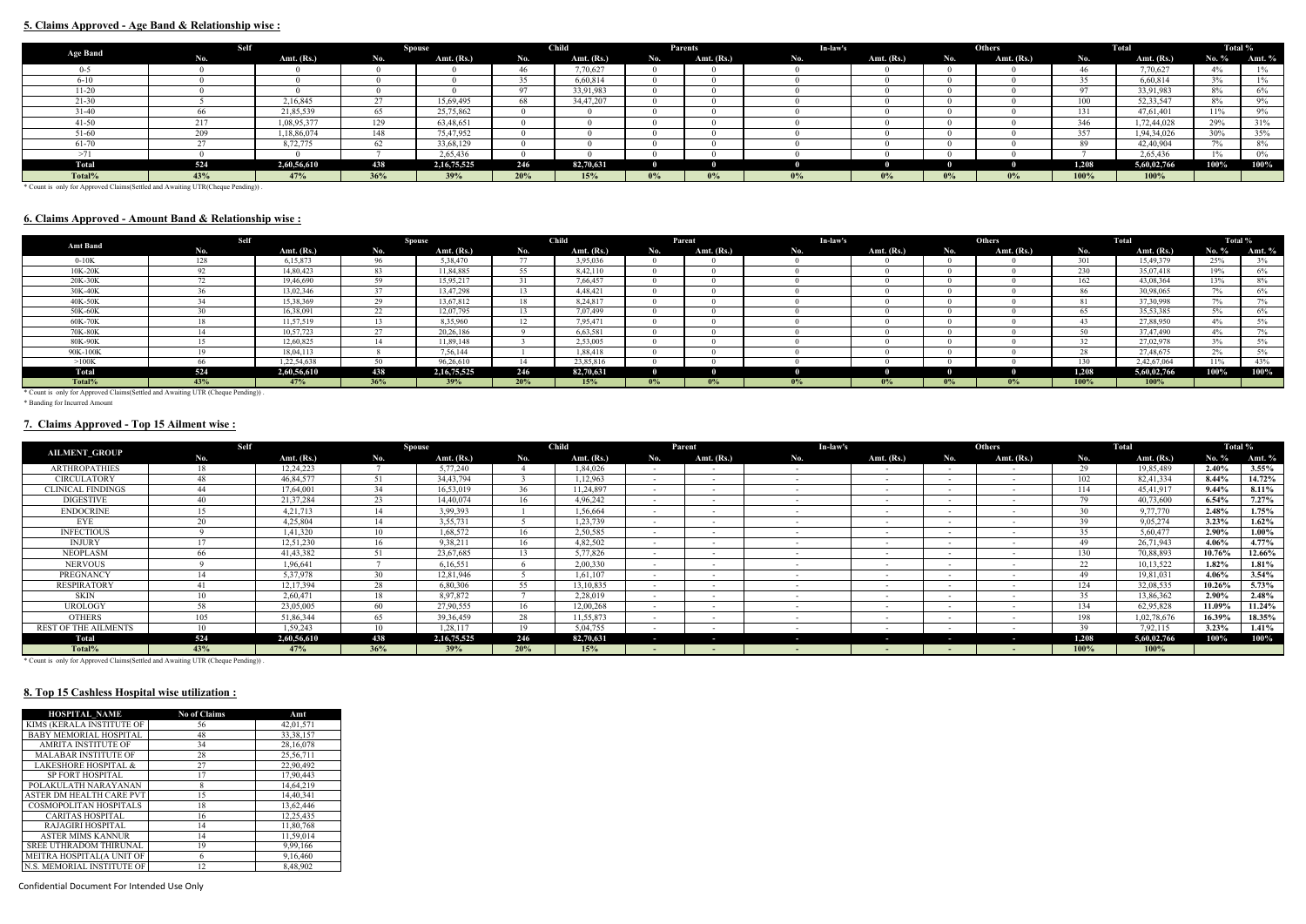## 5. Claims Approved - Age Band & Relationship wise :

| Age Band | Self | | Spouse | | Child | | Parents | | In-law's | | Others | | Total | | Total % | |
|---|---|---|---|---|---|---|---|---|---|---|---|---|---|---|---|---|
| | No. | Amt. (Rs.) | No. | Amt. (Rs.) | No. | Amt. (Rs.) | No. | Amt. (Rs.) | No. | Amt. (Rs.) | No. | Amt. (Rs.) | No. | Amt. (Rs.) | No. % | Amt. % |
| 0-5 | 0 | 0 | 0 | 0 | 46 | 7,70,627 | 0 | 0 | 0 | 0 | 0 | 0 | 46 | 7,70,627 | 4% | 1% |
| 6-10 | 0 | 0 | 0 | 0 | 35 | 6,60,814 | 0 | 0 | 0 | 0 | 0 | 0 | 35 | 6,60,814 | 3% | 1% |
| 11-20 | 0 | 0 | 0 | 0 | 97 | 33,91,983 | 0 | 0 | 0 | 0 | 0 | 0 | 97 | 33,91,983 | 8% | 6% |
| 21-30 | 5 | 2,16,845 | 27 | 15,69,495 | 68 | 34,47,207 | 0 | 0 | 0 | 0 | 0 | 0 | 100 | 52,33,547 | 8% | 9% |
| 31-40 | 66 | 21,85,539 | 65 | 25,75,862 | 0 | 0 | 0 | 0 | 0 | 0 | 0 | 0 | 131 | 47,61,401 | 11% | 9% |
| 41-50 | 217 | 1,08,95,377 | 129 | 63,48,651 | 0 | 0 | 0 | 0 | 0 | 0 | 0 | 0 | 346 | 1,72,44,028 | 29% | 31% |
| 51-60 | 209 | 1,18,86,074 | 148 | 75,47,952 | 0 | 0 | 0 | 0 | 0 | 0 | 0 | 0 | 357 | 1,94,34,026 | 30% | 35% |
| 61-70 | 27 | 8,72,775 | 62 | 33,68,129 | 0 | 0 | 0 | 0 | 0 | 0 | 0 | 0 | 89 | 42,40,904 | 7% | 8% |
| >71 | 0 | 0 | 7 | 2,65,436 | 0 | 0 | 0 | 0 | 0 | 0 | 0 | 0 | 7 | 2,65,436 | 1% | 0% |
| **Total** | **524** | **2,60,56,610** | **438** | **2,16,75,525** | **246** | **82,70,631** | **0** | **0** | **0** | **0** | **0** | **0** | **1,208** | **5,60,02,766** | **100%** | **100%** |
| **Total%** | **43%** | **47%** | **36%** | **39%** | **20%** | **15%** | **0%** | **0%** | **0%** | **0%** | **0%** | **0%** | **100%** | **100%** | | |

* Count is only for Approved Claims(Settled and Awaiting UTR(Cheque Pending)) .

## 6. Claims Approved - Amount Band & Relationship wise :

| Amt Band | Self | | Spouse | | Child | | Parent | | In-law's | | Others | | Total | | Total % | |
|---|---|---|---|---|---|---|---|---|---|---|---|---|---|---|---|---|
| | No. | Amt. (Rs.) | No. | Amt. (Rs.) | No. | Amt. (Rs.) | No. | Amt. (Rs.) | No. | Amt. (Rs.) | No. | Amt. (Rs.) | No. | Amt. (Rs.) | No. % | Amt. % |
| 0-10K | 128 | 6,15,873 | 96 | 5,38,470 | 77 | 3,95,036 | 0 | 0 | 0 | 0 | 0 | 0 | 301 | 15,49,379 | 25% | 3% |
| 10K-20K | 92 | 14,80,423 | 83 | 11,84,885 | 55 | 8,42,110 | 0 | 0 | 0 | 0 | 0 | 0 | 230 | 35,07,418 | 19% | 6% |
| 20K-30K | 72 | 19,46,690 | 59 | 15,95,217 | 31 | 7,66,457 | 0 | 0 | 0 | 0 | 0 | 0 | 162 | 43,08,364 | 13% | 8% |
| 30K-40K | 36 | 13,02,346 | 37 | 13,47,298 | 13 | 4,48,421 | 0 | 0 | 0 | 0 | 0 | 0 | 86 | 30,98,065 | 7% | 6% |
| 40K-50K | 34 | 15,38,369 | 29 | 13,67,812 | 18 | 8,24,817 | 0 | 0 | 0 | 0 | 0 | 0 | 81 | 37,30,998 | 7% | 7% |
| 50K-60K | 30 | 16,38,091 | 22 | 12,07,795 | 13 | 7,07,499 | 0 | 0 | 0 | 0 | 0 | 0 | 65 | 35,53,385 | 5% | 6% |
| 60K-70K | 18 | 11,57,519 | 13 | 8,35,960 | 12 | 7,95,471 | 0 | 0 | 0 | 0 | 0 | 0 | 43 | 27,88,950 | 4% | 5% |
| 70K-80K | 14 | 10,57,723 | 27 | 20,26,186 | 9 | 6,63,581 | 0 | 0 | 0 | 0 | 0 | 0 | 50 | 37,47,490 | 4% | 7% |
| 80K-90K | 15 | 12,60,825 | 14 | 11,89,148 | 3 | 2,53,005 | 0 | 0 | 0 | 0 | 0 | 0 | 32 | 27,02,978 | 3% | 5% |
| 90K-100K | 19 | 18,04,113 | 8 | 7,56,144 | 1 | 1,88,418 | 0 | 0 | 0 | 0 | 0 | 0 | 28 | 27,48,675 | 2% | 5% |
| >100K | 66 | 1,22,54,638 | 50 | 96,26,610 | 14 | 23,85,816 | 0 | 0 | 0 | 0 | 0 | 0 | 130 | 2,42,67,064 | 11% | 43% |
| **Total** | **524** | **2,60,56,610** | **438** | **2,16,75,525** | **246** | **82,70,631** | **0** | **0** | **0** | **0** | **0** | **0** | **1,208** | **5,60,02,766** | **100%** | **100%** |
| **Total%** | **43%** | **47%** | **36%** | **39%** | **20%** | **15%** | **0%** | **0%** | **0%** | **0%** | **0%** | **0%** | **100%** | **100%** | | |

* Count is only for Approved Claims(Settled and Awaiting UTR (Cheque Pending)) .

* Banding for Incurred Amount

## 7. Claims Approved - Top 15 Ailment wise :

| AILMENT_GROUP | Self | | Spouse | | Child | | Parent | | In-law's | | Others | | Total | | Total % | |
|---|---|---|---|---|---|---|---|---|---|---|---|---|---|---|---|---|
| | No. | Amt. (Rs.) | No. | Amt. (Rs.) | No. | Amt. (Rs.) | No. | Amt. (Rs.) | No. | Amt. (Rs.) | No. | Amt. (Rs.) | No. | Amt. (Rs.) | No. % | Amt. % |
| ARTHROPATHIES | 18 | 12,24,223 | 7 | 5,77,240 | 4 | 1,84,026 | - | - | - | - | - | - | 29 | 19,85,489 | **2.40%** | **3.55%** |
| CIRCULATORY | 48 | 46,84,577 | 51 | 34,43,794 | 3 | 1,12,963 | - | - | - | - | - | - | 102 | 82,41,334 | **8.44%** | **14.72%** |
| CLINICAL FINDINGS | 44 | 17,64,001 | 34 | 16,53,019 | 36 | 11,24,897 | - | - | - | - | - | - | 114 | 45,41,917 | **9.44%** | **8.11%** |
| DIGESTIVE | 40 | 21,37,284 | 23 | 14,40,074 | 16 | 4,96,242 | - | - | - | - | - | - | 79 | 40,73,600 | **6.54%** | **7.27%** |
| ENDOCRINE | 15 | 4,21,713 | 14 | 3,99,393 | 1 | 1,56,664 | - | - | - | - | - | - | 30 | 9,77,770 | **2.48%** | **1.75%** |
| EYE | 20 | 4,25,804 | 14 | 3,55,731 | 5 | 1,23,739 | - | - | - | - | - | - | 39 | 9,05,274 | **3.23%** | **1.62%** |
| INFECTIOUS | 9 | 1,41,320 | 10 | 1,68,572 | 16 | 2,50,585 | - | - | - | - | - | - | 35 | 5,60,477 | **2.90%** | **1.00%** |
| INJURY | 17 | 12,51,230 | 16 | 9,38,211 | 16 | 4,82,502 | - | - | - | - | - | - | 49 | 26,71,943 | **4.06%** | **4.77%** |
| NEOPLASM | 66 | 41,43,382 | 51 | 23,67,685 | 13 | 5,77,826 | - | - | - | - | - | - | 130 | 70,88,893 | **10.76%** | **12.66%** |
| NERVOUS | 9 | 1,96,641 | 7 | 6,16,551 | 6 | 2,00,330 | - | - | - | - | - | - | 22 | 10,13,522 | **1.82%** | **1.81%** |
| PREGNANCY | 14 | 5,37,978 | 30 | 12,81,946 | 5 | 1,61,107 | - | - | - | - | - | - | 49 | 19,81,031 | **4.06%** | **3.54%** |
| RESPIRATORY | 41 | 12,17,394 | 28 | 6,80,306 | 55 | 13,10,835 | - | - | - | - | - | - | 124 | 32,08,535 | **10.26%** | **5.73%** |
| SKIN | 10 | 2,60,471 | 18 | 8,97,872 | 7 | 2,28,019 | - | - | - | - | - | - | 35 | 13,86,362 | **2.90%** | **2.48%** |
| UROLOGY | 58 | 23,05,005 | 60 | 27,90,555 | 16 | 12,00,268 | - | - | - | - | - | - | 134 | 62,95,828 | **11.09%** | **11.24%** |
| OTHERS | 105 | 51,86,344 | 65 | 39,36,459 | 28 | 11,55,873 | - | - | - | - | - | - | 198 | 1,02,78,676 | **16.39%** | **18.35%** |
| REST OF THE AILMENTS | 10 | 1,59,243 | 10 | 1,28,117 | 19 | 5,04,755 | - | - | - | - | - | - | 39 | 7,92,115 | **3.23%** | **1.41%** |
| **Total** | **524** | **2,60,56,610** | **438** | **2,16,75,525** | **246** | **82,70,631** | **-** | **-** | **-** | **-** | **-** | **-** | **1,208** | **5,60,02,766** | **100%** | **100%** |
| **Total%** | **43%** | **47%** | **36%** | **39%** | **20%** | **15%** | **-** | **-** | **-** | **-** | **-** | **-** | **100%** | **100%** | | |

* Count is only for Approved Claims(Settled and Awaiting UTR (Cheque Pending)) .

## 8. Top 15 Cashless Hospital wise utilization :

| HOSPITAL_NAME | No of Claims | Amt |
|---|---|---|
| KIMS (KERALA INSTITUTE OF | 56 | 42,01,571 |
| BABY MEMORIAL HOSPITAL | 48 | 33,38,157 |
| AMRITA INSTITUTE OF | 34 | 28,16,078 |
| MALABAR INSTITUTE OF | 28 | 25,56,711 |
| LAKESHORE HOSPITAL & | 27 | 22,90,492 |
| SP FORT HOSPITAL | 17 | 17,90,443 |
| POLAKULATH NARAYANAN | 8 | 14,64,219 |
| ASTER DM HEALTH CARE PVT | 15 | 14,40,341 |
| COSMOPOLITAN HOSPITALS | 18 | 13,62,446 |
| CARITAS HOSPITAL | 16 | 12,25,435 |
| RAJAGIRI HOSPITAL | 14 | 11,80,768 |
| ASTER MIMS KANNUR | 14 | 11,59,014 |
| SREE UTHRADOM THIRUNAL | 19 | 9,99,166 |
| MEITRA HOSPITAL(A UNIT OF | 6 | 9,16,460 |
| N.S. MEMORIAL INSTITUTE OF | 12 | 8,48,902 |

Confidential Document For Intended Use Only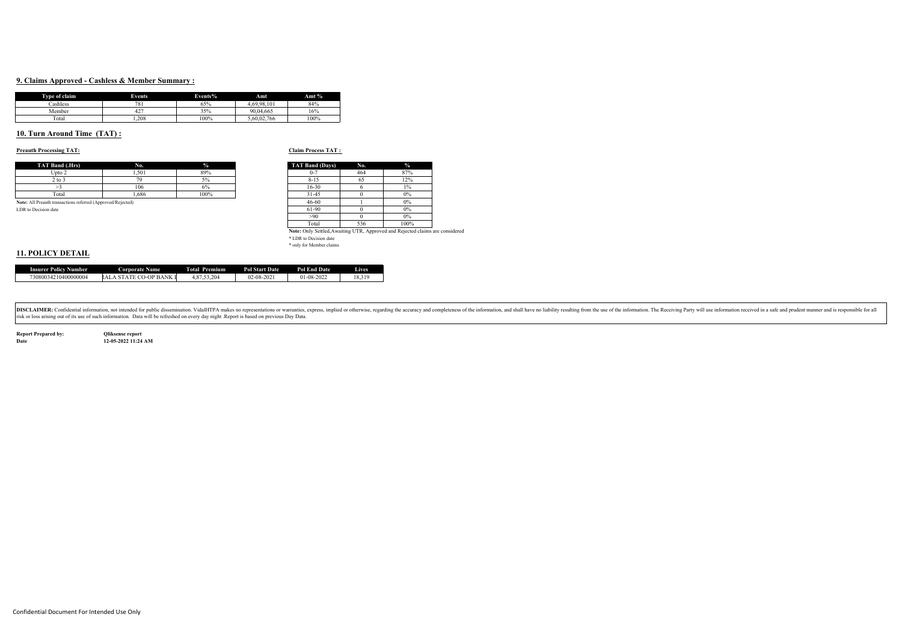**9. Claims Approved - Cashless & Member Summary :**

| Type of claim | Events | Events% | Amt | Amt % |
|---|---|---|---|---|
| Cashless | 781 | 65% | 4,69,98,101 | 84% |
| Member | 427 | 35% | 90,04,665 | 16% |
| Total | 1,208 | 100% | 5,60,02,766 | 100% |

**10. Turn Around Time (TAT) :**

**Preauth Processing TAT:**

| TAT Band (.Hrs) | No. | % |
|---|---|---|
| Upto 2 | 1,501 | 89% |
| 2 to 3 | 79 | 5% |
| >3 | 106 | 6% |
| Total | 1,686 | 100% |

**Note:** All Preauth transactions referred (Approved/Rejected)

LDR to Decision date

**Claim Process TAT :**

| TAT Band (Days) | No. | % |
|---|---|---|
| 0-7 | 464 | 87% |
| 8-15 | 65 | 12% |
| 16-30 | 6 | 1% |
| 31-45 | 0 | 0% |
| 46-60 | 1 | 0% |
| 61-90 | 0 | 0% |
| >90 | 0 | 0% |
| Total | 536 | 100% |

**Note:** Only Settled,Awaiting UTR, Approved and Rejected claims are considered

* LDR to Decision date

* only for Member claims

**11. POLICY DETAIL**

| Insurer Policy Number | Corporate Name | Total Premium | Pol Start Date | Pol End Date | Lives |
|---|---|---|---|---|---|
| 73080034210400000004 | LALA STATE CO-OP BANK L | 4,87,53,204 | 02-08-2021 | 01-08-2022 | 18,319 |

**DISCLAIMER:** Confidential information, not intended for public dissemination. VidalHTPA makes no representations or warranties, express, implied or otherwise, regarding the accuracy and completeness of the information, and shall have no liability resulting from the use of the information. The Receiving Party will use information received in a safe and prudent manner and is responsible for all risk or loss arising out of its use of such information. Data will be refreshed on every day night .Report is based on previous Day Data.

**Report Prepared by:** **Qliksense report**

**Date** **12-05-2022 11:24 AM**

Confidential Document For Intended Use Only